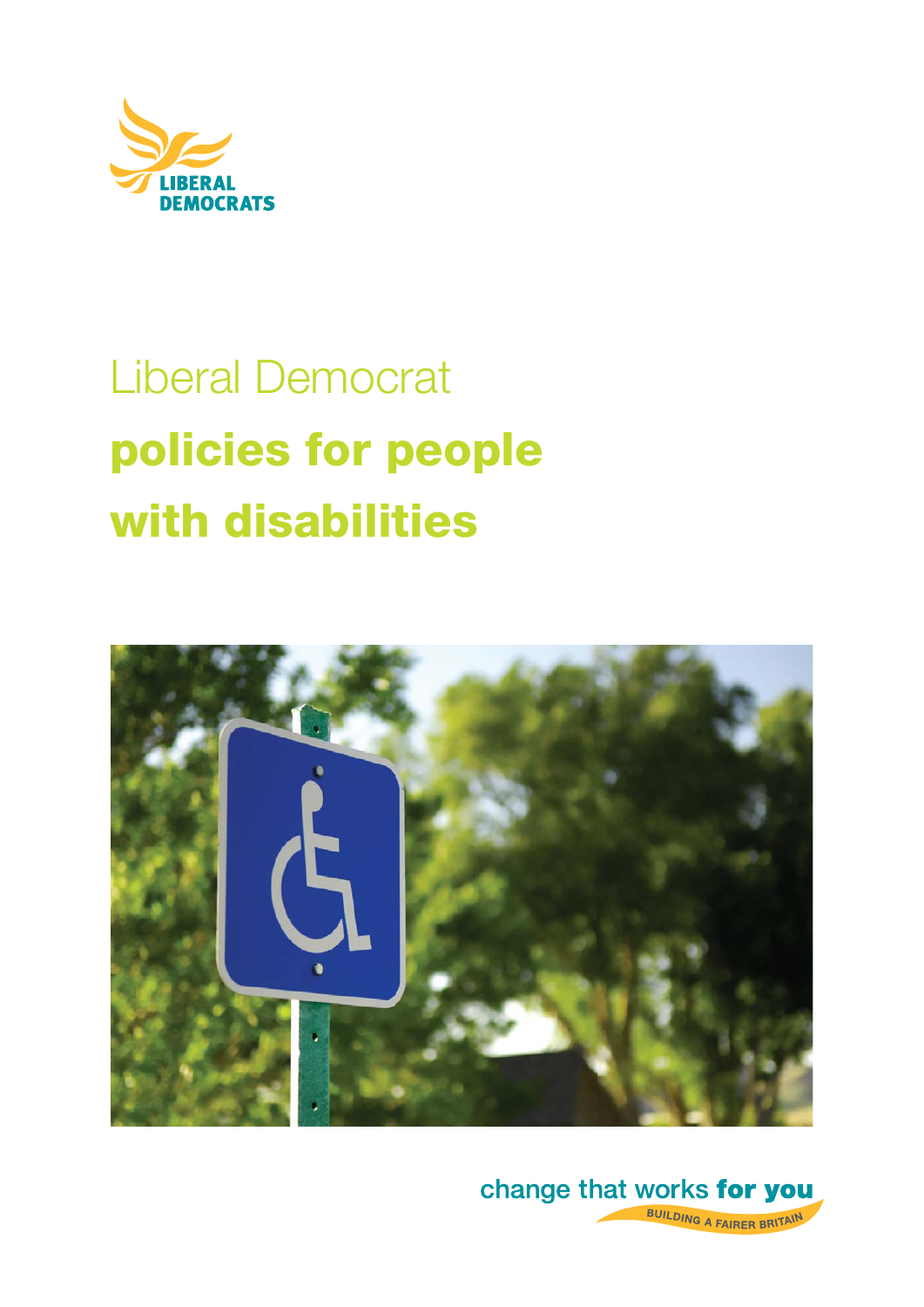LIBERAL DEMOCRATS

# Liberal Democrat **policies for people with disabilities**

change that works **for you**

BUILDING A FAIRER BRITAIN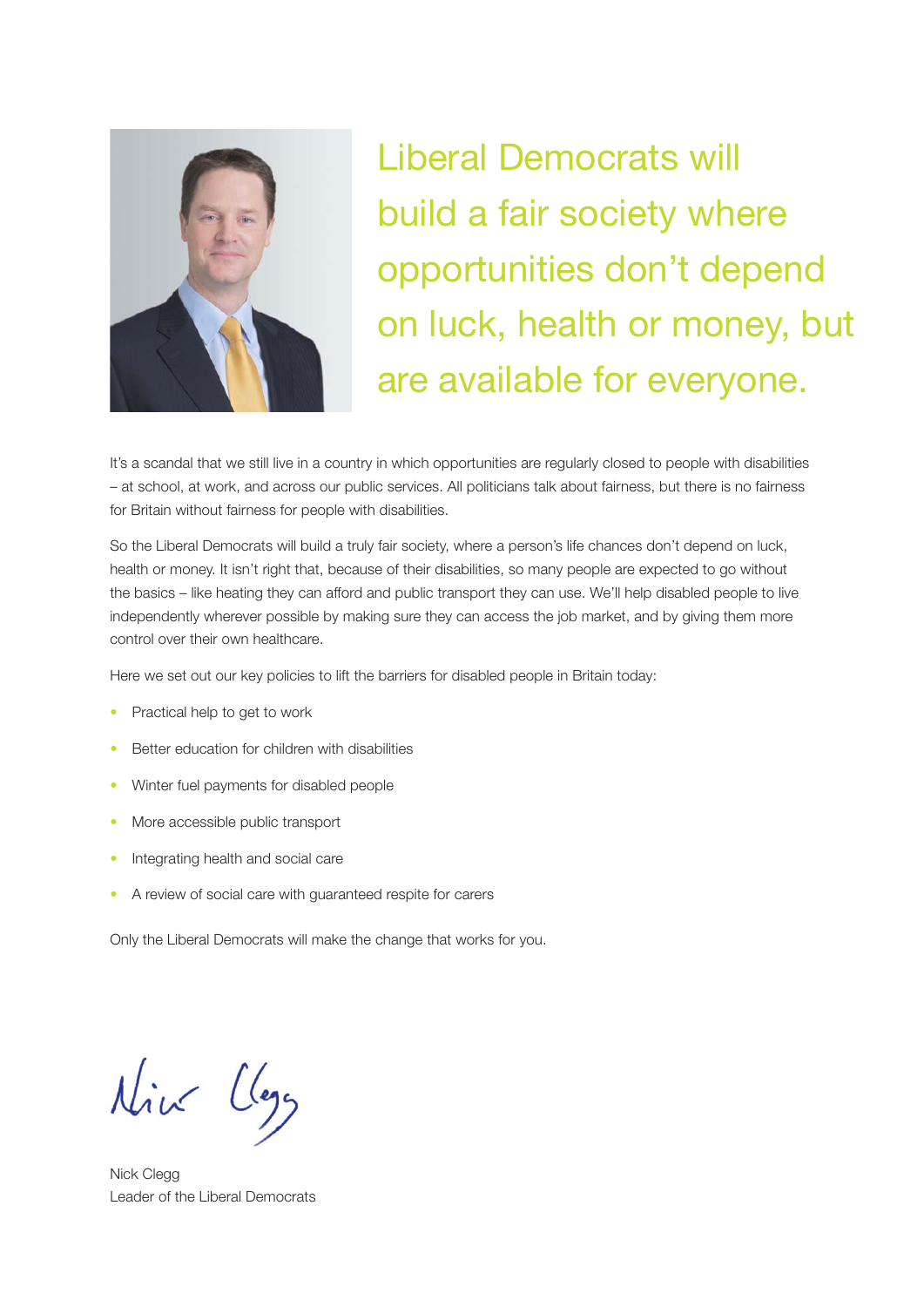## Liberal Democrats will build a fair society where opportunities don't depend on luck, health or money, but are available for everyone.

It's a scandal that we still live in a country in which opportunities are regularly closed to people with disabilities – at school, at work, and across our public services. All politicians talk about fairness, but there is no fairness for Britain without fairness for people with disabilities.

So the Liberal Democrats will build a truly fair society, where a person's life chances don't depend on luck, health or money. It isn't right that, because of their disabilities, so many people are expected to go without the basics – like heating they can afford and public transport they can use. We'll help disabled people to live independently wherever possible by making sure they can access the job market, and by giving them more control over their own healthcare.

Here we set out our key policies to lift the barriers for disabled people in Britain today:

- Practical help to get to work
- Better education for children with disabilities
- Winter fuel payments for disabled people
- More accessible public transport
- Integrating health and social care
- A review of social care with guaranteed respite for carers

Only the Liberal Democrats will make the change that works for you.

Nick Clegg

Nick Clegg
Leader of the Liberal Democrats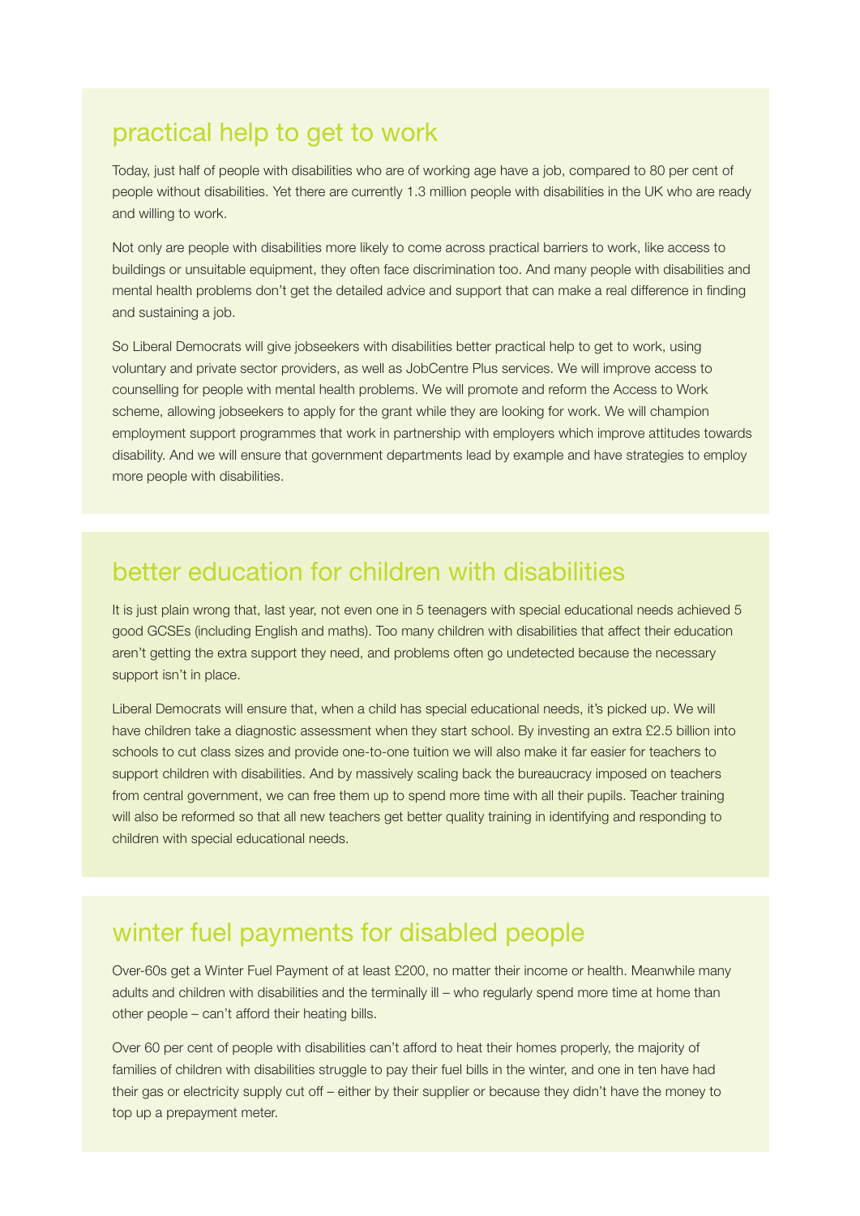## practical help to get to work

Today, just half of people with disabilities who are of working age have a job, compared to 80 per cent of people without disabilities. Yet there are currently 1.3 million people with disabilities in the UK who are ready and willing to work.

Not only are people with disabilities more likely to come across practical barriers to work, like access to buildings or unsuitable equipment, they often face discrimination too. And many people with disabilities and mental health problems don't get the detailed advice and support that can make a real difference in finding and sustaining a job.

So Liberal Democrats will give jobseekers with disabilities better practical help to get to work, using voluntary and private sector providers, as well as JobCentre Plus services. We will improve access to counselling for people with mental health problems. We will promote and reform the Access to Work scheme, allowing jobseekers to apply for the grant while they are looking for work. We will champion employment support programmes that work in partnership with employers which improve attitudes towards disability. And we will ensure that government departments lead by example and have strategies to employ more people with disabilities.

## better education for children with disabilities

It is just plain wrong that, last year, not even one in 5 teenagers with special educational needs achieved 5 good GCSEs (including English and maths). Too many children with disabilities that affect their education aren't getting the extra support they need, and problems often go undetected because the necessary support isn't in place.

Liberal Democrats will ensure that, when a child has special educational needs, it's picked up. We will have children take a diagnostic assessment when they start school. By investing an extra £2.5 billion into schools to cut class sizes and provide one-to-one tuition we will also make it far easier for teachers to support children with disabilities. And by massively scaling back the bureaucracy imposed on teachers from central government, we can free them up to spend more time with all their pupils. Teacher training will also be reformed so that all new teachers get better quality training in identifying and responding to children with special educational needs.

## winter fuel payments for disabled people

Over-60s get a Winter Fuel Payment of at least £200, no matter their income or health. Meanwhile many adults and children with disabilities and the terminally ill – who regularly spend more time at home than other people – can't afford their heating bills.

Over 60 per cent of people with disabilities can't afford to heat their homes properly, the majority of families of children with disabilities struggle to pay their fuel bills in the winter, and one in ten have had their gas or electricity supply cut off – either by their supplier or because they didn't have the money to top up a prepayment meter.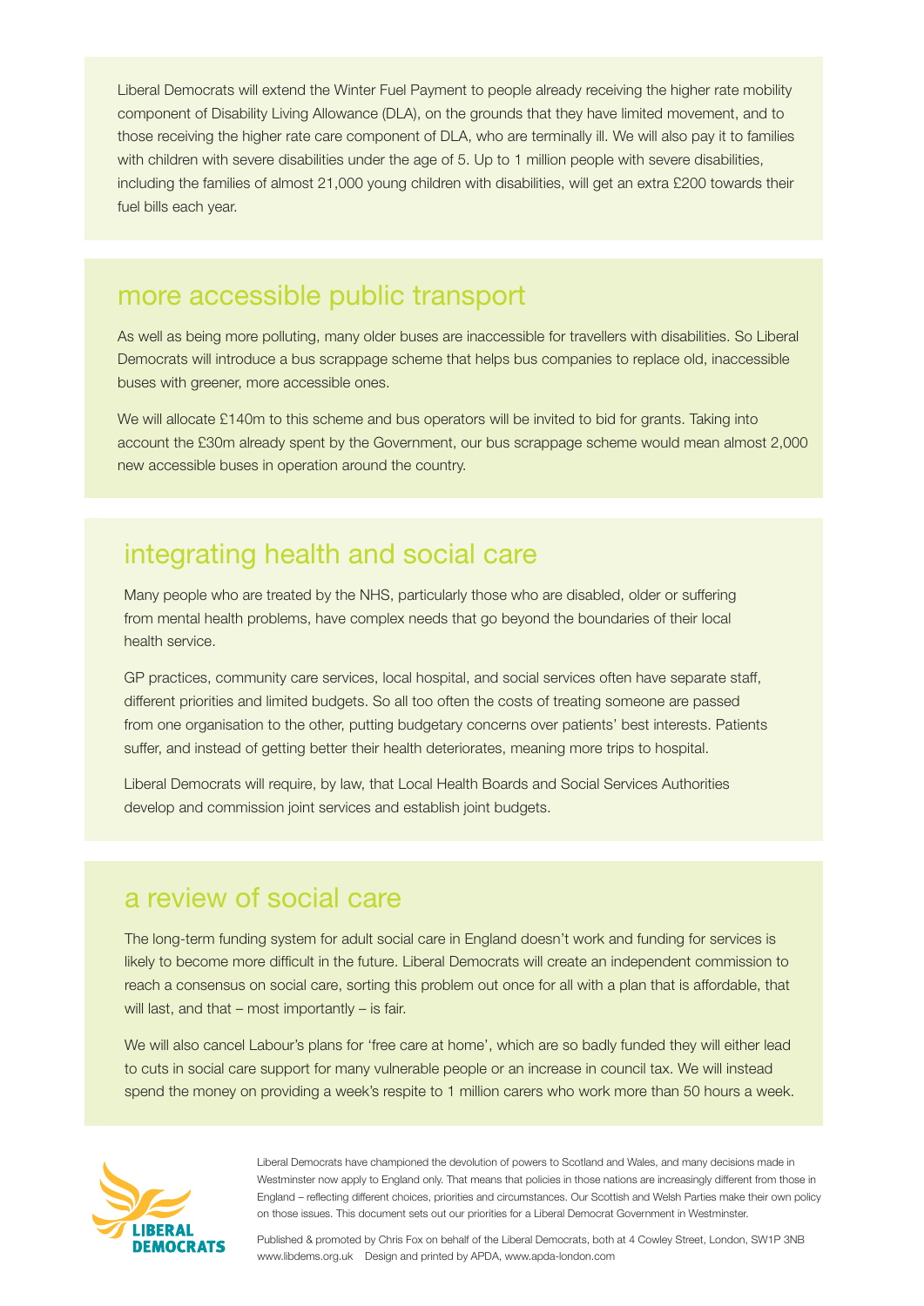Liberal Democrats will extend the Winter Fuel Payment to people already receiving the higher rate mobility component of Disability Living Allowance (DLA), on the grounds that they have limited movement, and to those receiving the higher rate care component of DLA, who are terminally ill. We will also pay it to families with children with severe disabilities under the age of 5. Up to 1 million people with severe disabilities, including the families of almost 21,000 young children with disabilities, will get an extra £200 towards their fuel bills each year.

## more accessible public transport

As well as being more polluting, many older buses are inaccessible for travellers with disabilities. So Liberal Democrats will introduce a bus scrappage scheme that helps bus companies to replace old, inaccessible buses with greener, more accessible ones.

We will allocate £140m to this scheme and bus operators will be invited to bid for grants. Taking into account the £30m already spent by the Government, our bus scrappage scheme would mean almost 2,000 new accessible buses in operation around the country.

## integrating health and social care

Many people who are treated by the NHS, particularly those who are disabled, older or suffering from mental health problems, have complex needs that go beyond the boundaries of their local health service.

GP practices, community care services, local hospital, and social services often have separate staff, different priorities and limited budgets. So all too often the costs of treating someone are passed from one organisation to the other, putting budgetary concerns over patients' best interests. Patients suffer, and instead of getting better their health deteriorates, meaning more trips to hospital.

Liberal Democrats will require, by law, that Local Health Boards and Social Services Authorities develop and commission joint services and establish joint budgets.

## a review of social care

The long-term funding system for adult social care in England doesn't work and funding for services is likely to become more difficult in the future. Liberal Democrats will create an independent commission to reach a consensus on social care, sorting this problem out once for all with a plan that is affordable, that will last, and that – most importantly – is fair.

We will also cancel Labour's plans for 'free care at home', which are so badly funded they will either lead to cuts in social care support for many vulnerable people or an increase in council tax. We will instead spend the money on providing a week's respite to 1 million carers who work more than 50 hours a week.

LIBERAL DEMOCRATS

Liberal Democrats have championed the devolution of powers to Scotland and Wales, and many decisions made in Westminster now apply to England only. That means that policies in those nations are increasingly different from those in England – reflecting different choices, priorities and circumstances. Our Scottish and Welsh Parties make their own policy on those issues. This document sets out our priorities for a Liberal Democrat Government in Westminster.

Published & promoted by Chris Fox on behalf of the Liberal Democrats, both at 4 Cowley Street, London, SW1P 3NB
www.libdems.org.uk Design and printed by APDA, www.apda-london.com